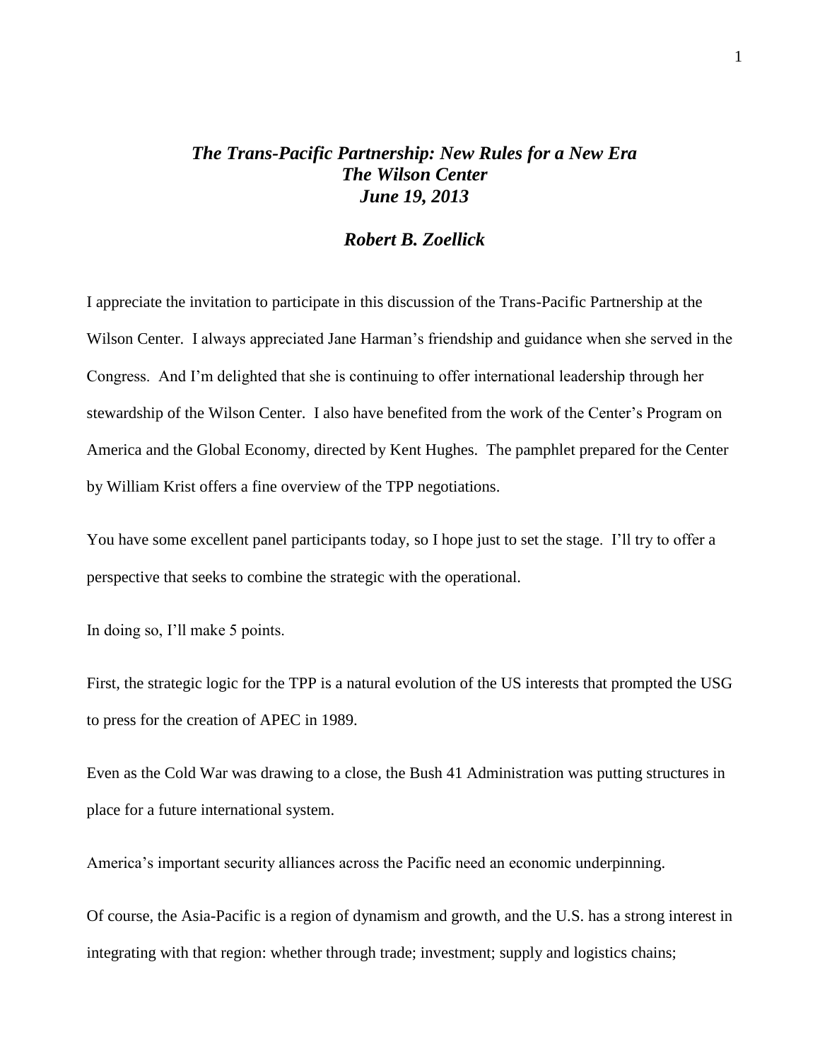# *The Trans-Pacific Partnership: New Rules for a New Era*
# *The Wilson Center*
# *June 19, 2013*

## *Robert B. Zoellick*

I appreciate the invitation to participate in this discussion of the Trans-Pacific Partnership at the Wilson Center. I always appreciated Jane Harman's friendship and guidance when she served in the Congress. And I'm delighted that she is continuing to offer international leadership through her stewardship of the Wilson Center. I also have benefited from the work of the Center's Program on America and the Global Economy, directed by Kent Hughes. The pamphlet prepared for the Center by William Krist offers a fine overview of the TPP negotiations.

You have some excellent panel participants today, so I hope just to set the stage. I'll try to offer a perspective that seeks to combine the strategic with the operational.

In doing so, I'll make 5 points.

First, the strategic logic for the TPP is a natural evolution of the US interests that prompted the USG to press for the creation of APEC in 1989.

Even as the Cold War was drawing to a close, the Bush 41 Administration was putting structures in place for a future international system.

America's important security alliances across the Pacific need an economic underpinning.

Of course, the Asia-Pacific is a region of dynamism and growth, and the U.S. has a strong interest in integrating with that region: whether through trade; investment; supply and logistics chains;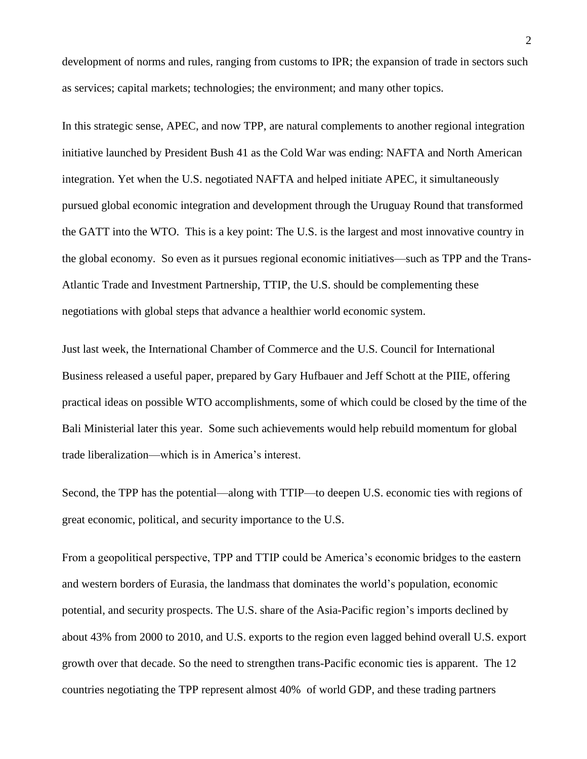development of norms and rules, ranging from customs to IPR; the expansion of trade in sectors such as services; capital markets; technologies; the environment; and many other topics.

In this strategic sense, APEC, and now TPP, are natural complements to another regional integration initiative launched by President Bush 41 as the Cold War was ending: NAFTA and North American integration. Yet when the U.S. negotiated NAFTA and helped initiate APEC, it simultaneously pursued global economic integration and development through the Uruguay Round that transformed the GATT into the WTO. This is a key point: The U.S. is the largest and most innovative country in the global economy. So even as it pursues regional economic initiatives—such as TPP and the Trans-Atlantic Trade and Investment Partnership, TTIP, the U.S. should be complementing these negotiations with global steps that advance a healthier world economic system.

Just last week, the International Chamber of Commerce and the U.S. Council for International Business released a useful paper, prepared by Gary Hufbauer and Jeff Schott at the PIIE, offering practical ideas on possible WTO accomplishments, some of which could be closed by the time of the Bali Ministerial later this year. Some such achievements would help rebuild momentum for global trade liberalization—which is in America's interest.

Second, the TPP has the potential—along with TTIP—to deepen U.S. economic ties with regions of great economic, political, and security importance to the U.S.

From a geopolitical perspective, TPP and TTIP could be America's economic bridges to the eastern and western borders of Eurasia, the landmass that dominates the world's population, economic potential, and security prospects. The U.S. share of the Asia-Pacific region's imports declined by about 43% from 2000 to 2010, and U.S. exports to the region even lagged behind overall U.S. export growth over that decade. So the need to strengthen trans-Pacific economic ties is apparent. The 12 countries negotiating the TPP represent almost 40% of world GDP, and these trading partners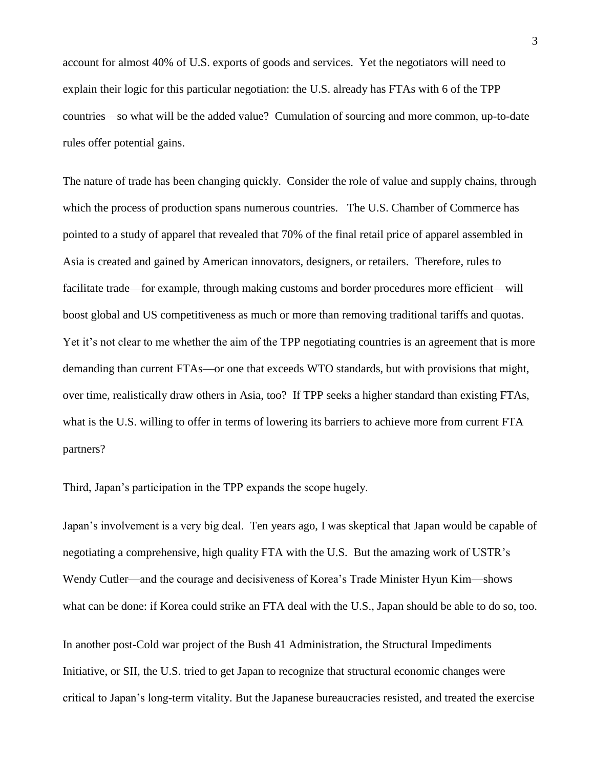account for almost 40% of U.S. exports of goods and services. Yet the negotiators will need to explain their logic for this particular negotiation: the U.S. already has FTAs with 6 of the TPP countries—so what will be the added value? Cumulation of sourcing and more common, up-to-date rules offer potential gains.

The nature of trade has been changing quickly. Consider the role of value and supply chains, through which the process of production spans numerous countries. The U.S. Chamber of Commerce has pointed to a study of apparel that revealed that 70% of the final retail price of apparel assembled in Asia is created and gained by American innovators, designers, or retailers. Therefore, rules to facilitate trade—for example, through making customs and border procedures more efficient—will boost global and US competitiveness as much or more than removing traditional tariffs and quotas. Yet it's not clear to me whether the aim of the TPP negotiating countries is an agreement that is more demanding than current FTAs—or one that exceeds WTO standards, but with provisions that might, over time, realistically draw others in Asia, too? If TPP seeks a higher standard than existing FTAs, what is the U.S. willing to offer in terms of lowering its barriers to achieve more from current FTA partners?

Third, Japan's participation in the TPP expands the scope hugely.

Japan's involvement is a very big deal. Ten years ago, I was skeptical that Japan would be capable of negotiating a comprehensive, high quality FTA with the U.S. But the amazing work of USTR's Wendy Cutler—and the courage and decisiveness of Korea's Trade Minister Hyun Kim—shows what can be done: if Korea could strike an FTA deal with the U.S., Japan should be able to do so, too.

In another post-Cold war project of the Bush 41 Administration, the Structural Impediments Initiative, or SII, the U.S. tried to get Japan to recognize that structural economic changes were critical to Japan's long-term vitality. But the Japanese bureaucracies resisted, and treated the exercise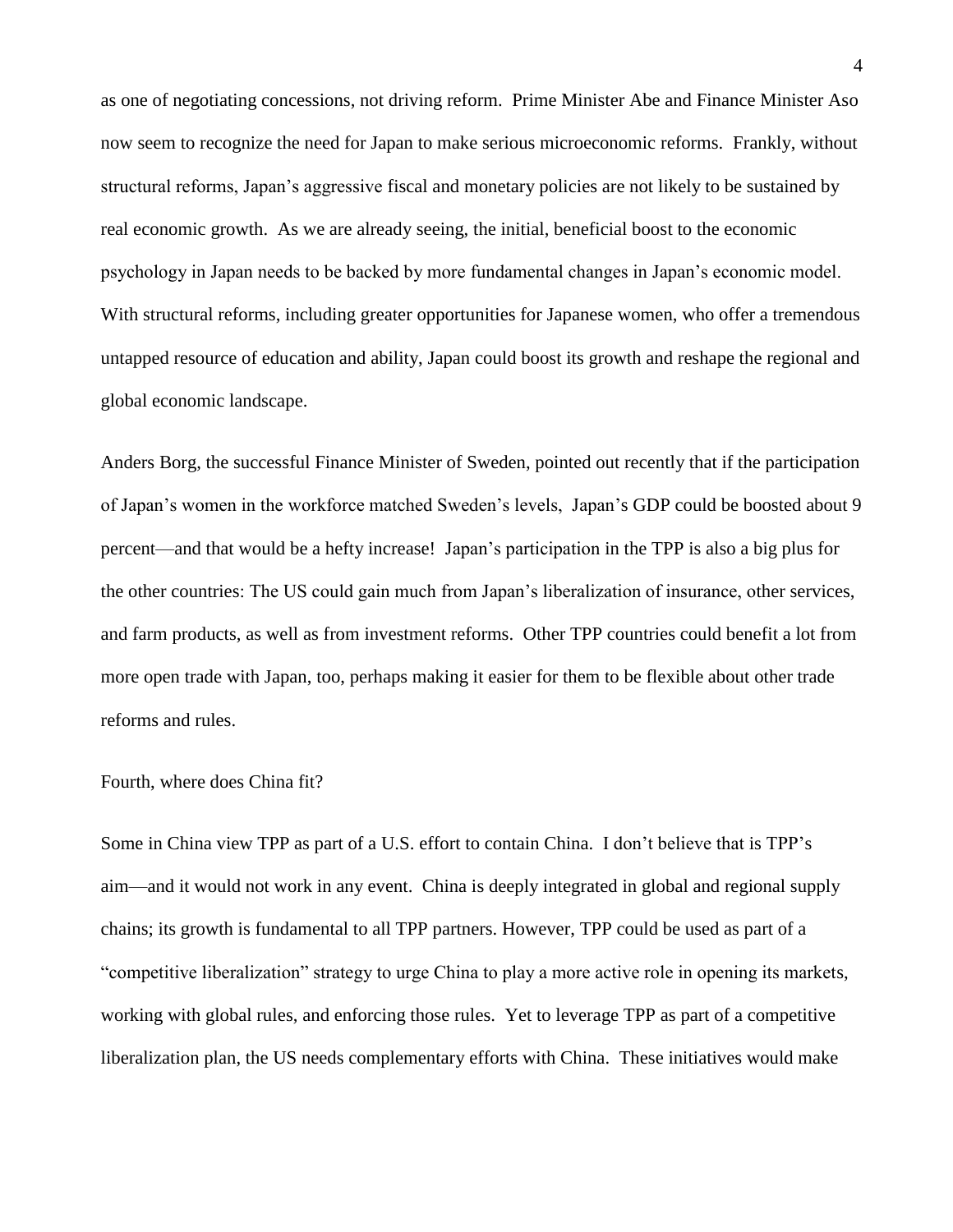as one of negotiating concessions, not driving reform. Prime Minister Abe and Finance Minister Aso now seem to recognize the need for Japan to make serious microeconomic reforms. Frankly, without structural reforms, Japan's aggressive fiscal and monetary policies are not likely to be sustained by real economic growth. As we are already seeing, the initial, beneficial boost to the economic psychology in Japan needs to be backed by more fundamental changes in Japan's economic model. With structural reforms, including greater opportunities for Japanese women, who offer a tremendous untapped resource of education and ability, Japan could boost its growth and reshape the regional and global economic landscape.

Anders Borg, the successful Finance Minister of Sweden, pointed out recently that if the participation of Japan's women in the workforce matched Sweden's levels, Japan's GDP could be boosted about 9 percent—and that would be a hefty increase! Japan's participation in the TPP is also a big plus for the other countries: The US could gain much from Japan's liberalization of insurance, other services, and farm products, as well as from investment reforms. Other TPP countries could benefit a lot from more open trade with Japan, too, perhaps making it easier for them to be flexible about other trade reforms and rules.

Fourth, where does China fit?

Some in China view TPP as part of a U.S. effort to contain China. I don't believe that is TPP's aim—and it would not work in any event. China is deeply integrated in global and regional supply chains; its growth is fundamental to all TPP partners. However, TPP could be used as part of a "competitive liberalization" strategy to urge China to play a more active role in opening its markets, working with global rules, and enforcing those rules. Yet to leverage TPP as part of a competitive liberalization plan, the US needs complementary efforts with China. These initiatives would make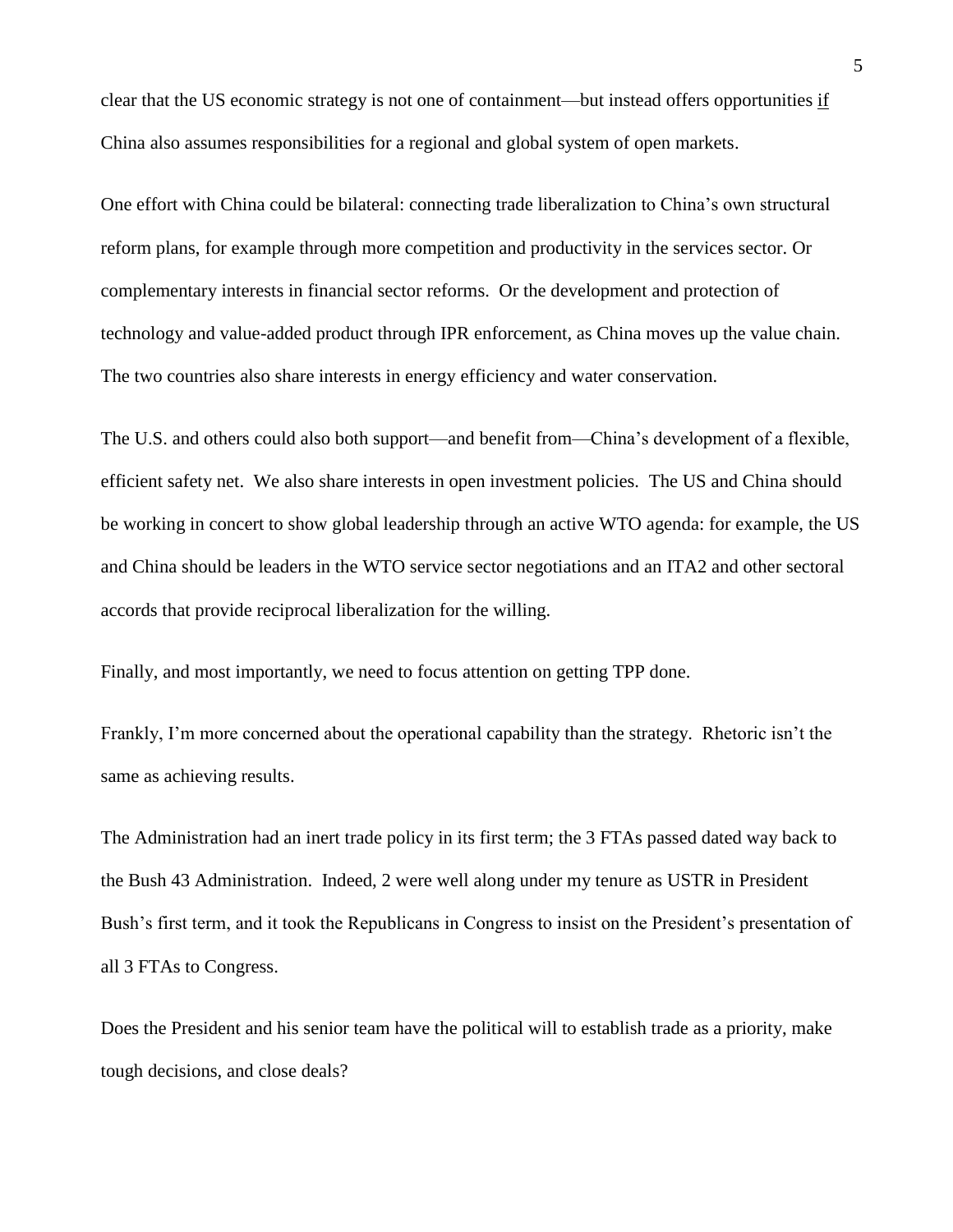clear that the US economic strategy is not one of containment—but instead offers opportunities <u>if</u> China also assumes responsibilities for a regional and global system of open markets.

One effort with China could be bilateral: connecting trade liberalization to China's own structural reform plans, for example through more competition and productivity in the services sector. Or complementary interests in financial sector reforms. Or the development and protection of technology and value-added product through IPR enforcement, as China moves up the value chain. The two countries also share interests in energy efficiency and water conservation.

The U.S. and others could also both support—and benefit from—China's development of a flexible, efficient safety net. We also share interests in open investment policies. The US and China should be working in concert to show global leadership through an active WTO agenda: for example, the US and China should be leaders in the WTO service sector negotiations and an ITA2 and other sectoral accords that provide reciprocal liberalization for the willing.

Finally, and most importantly, we need to focus attention on getting TPP done.

Frankly, I'm more concerned about the operational capability than the strategy. Rhetoric isn't the same as achieving results.

The Administration had an inert trade policy in its first term; the 3 FTAs passed dated way back to the Bush 43 Administration. Indeed, 2 were well along under my tenure as USTR in President Bush's first term, and it took the Republicans in Congress to insist on the President's presentation of all 3 FTAs to Congress.

Does the President and his senior team have the political will to establish trade as a priority, make tough decisions, and close deals?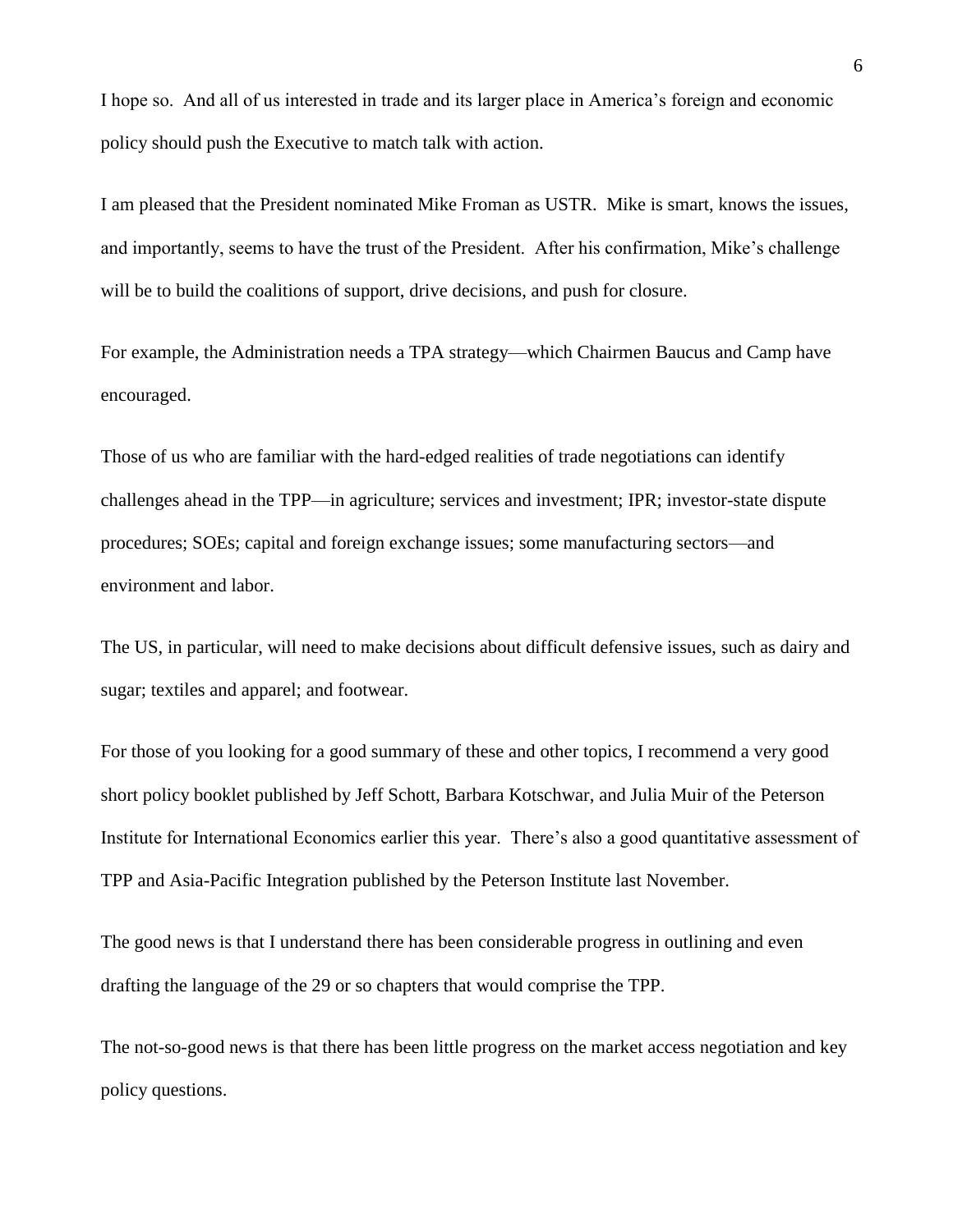I hope so. And all of us interested in trade and its larger place in America's foreign and economic policy should push the Executive to match talk with action.

I am pleased that the President nominated Mike Froman as USTR. Mike is smart, knows the issues, and importantly, seems to have the trust of the President. After his confirmation, Mike's challenge will be to build the coalitions of support, drive decisions, and push for closure.

For example, the Administration needs a TPA strategy—which Chairmen Baucus and Camp have encouraged.

Those of us who are familiar with the hard-edged realities of trade negotiations can identify challenges ahead in the TPP—in agriculture; services and investment; IPR; investor-state dispute procedures; SOEs; capital and foreign exchange issues; some manufacturing sectors—and environment and labor.

The US, in particular, will need to make decisions about difficult defensive issues, such as dairy and sugar; textiles and apparel; and footwear.

For those of you looking for a good summary of these and other topics, I recommend a very good short policy booklet published by Jeff Schott, Barbara Kotschwar, and Julia Muir of the Peterson Institute for International Economics earlier this year. There's also a good quantitative assessment of TPP and Asia-Pacific Integration published by the Peterson Institute last November.

The good news is that I understand there has been considerable progress in outlining and even drafting the language of the 29 or so chapters that would comprise the TPP.

The not-so-good news is that there has been little progress on the market access negotiation and key policy questions.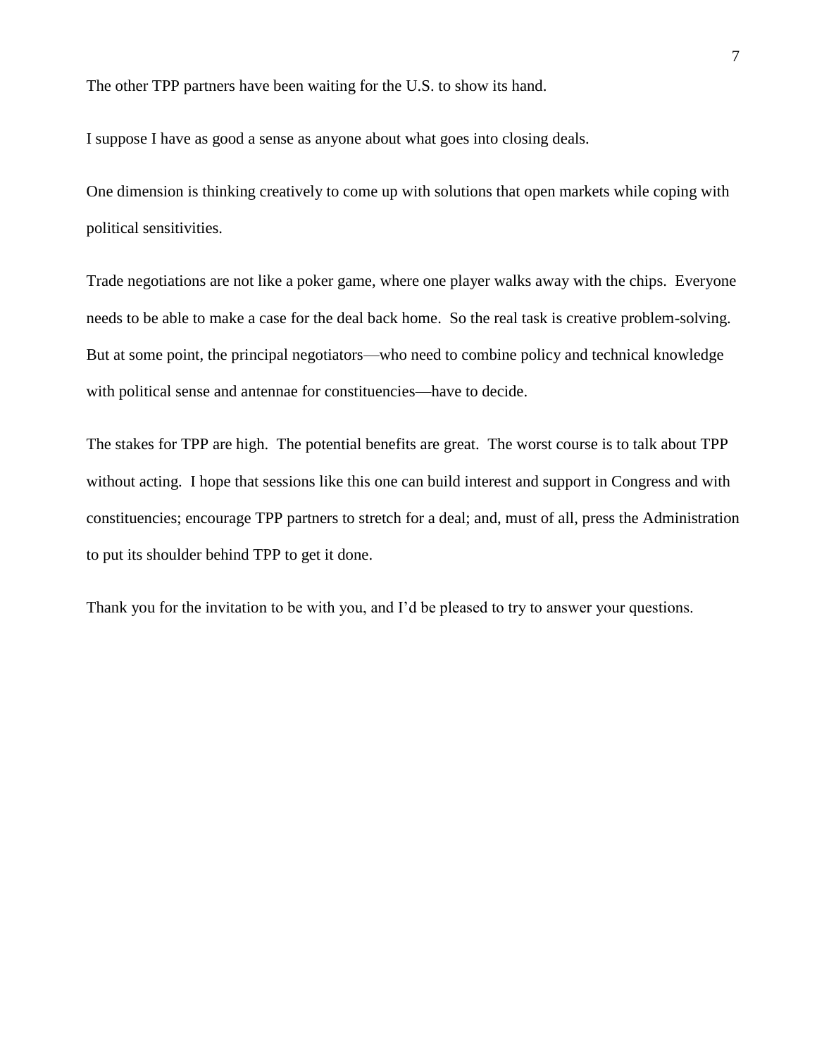The other TPP partners have been waiting for the U.S. to show its hand.

I suppose I have as good a sense as anyone about what goes into closing deals.

One dimension is thinking creatively to come up with solutions that open markets while coping with political sensitivities.

Trade negotiations are not like a poker game, where one player walks away with the chips. Everyone needs to be able to make a case for the deal back home. So the real task is creative problem-solving. But at some point, the principal negotiators—who need to combine policy and technical knowledge with political sense and antennae for constituencies—have to decide.

The stakes for TPP are high. The potential benefits are great. The worst course is to talk about TPP without acting. I hope that sessions like this one can build interest and support in Congress and with constituencies; encourage TPP partners to stretch for a deal; and, must of all, press the Administration to put its shoulder behind TPP to get it done.

Thank you for the invitation to be with you, and I'd be pleased to try to answer your questions.